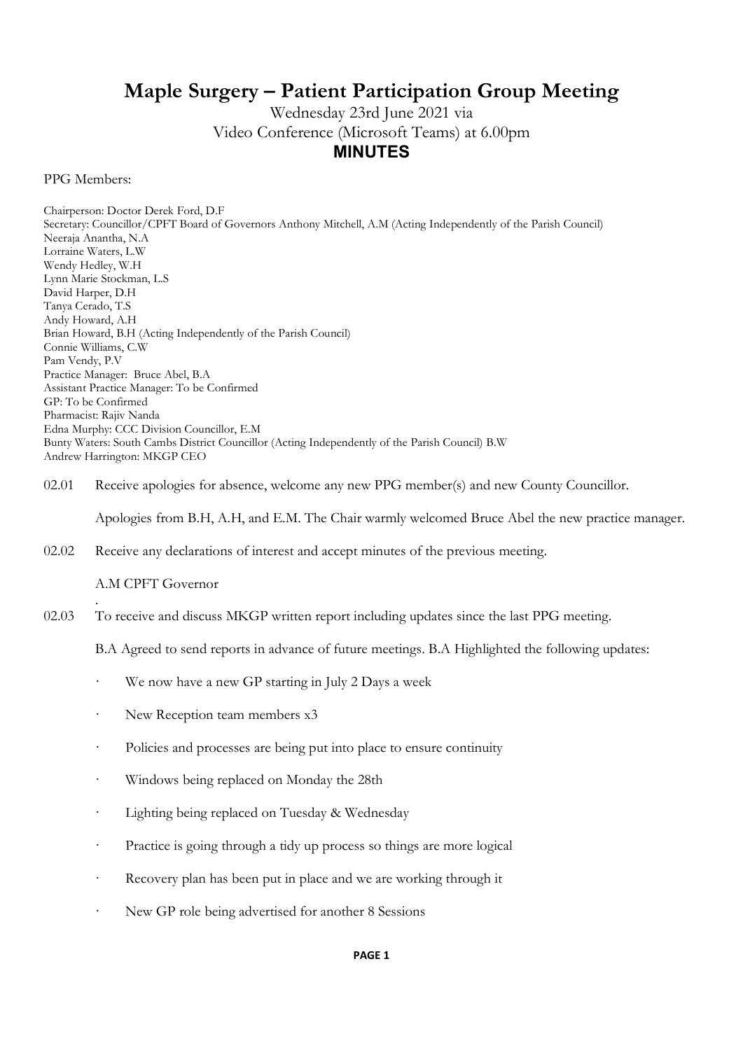# Maple Surgery – Patient Participation Group Meeting

Wednesday 23rd June 2021 via
Video Conference (Microsoft Teams) at 6.00pm

## MINUTES

PPG Members:

Chairperson: Doctor Derek Ford, D.F
Secretary: Councillor/CPFT Board of Governors Anthony Mitchell, A.M (Acting Independently of the Parish Council)
Neeraja Anantha, N.A
Lorraine Waters, L.W
Wendy Hedley, W.H
Lynn Marie Stockman, L.S
David Harper, D.H
Tanya Cerado, T.S
Andy Howard, A.H
Brian Howard, B.H (Acting Independently of the Parish Council)
Connie Williams, C.W
Pam Vendy, P.V
Practice Manager: Bruce Abel, B.A
Assistant Practice Manager: To be Confirmed
GP: To be Confirmed
Pharmacist: Rajiv Nanda
Edna Murphy: CCC Division Councillor, E.M
Bunty Waters: South Cambs District Councillor (Acting Independently of the Parish Council) B.W
Andrew Harrington: MKGP CEO

02.01 Receive apologies for absence, welcome any new PPG member(s) and new County Councillor.

Apologies from B.H, A.H, and E.M. The Chair warmly welcomed Bruce Abel the new practice manager.

02.02 Receive any declarations of interest and accept minutes of the previous meeting.

A.M CPFT Governor

02.03 To receive and discuss MKGP written report including updates since the last PPG meeting.

B.A Agreed to send reports in advance of future meetings. B.A Highlighted the following updates:

- We now have a new GP starting in July 2 Days a week
- New Reception team members x3
- Policies and processes are being put into place to ensure continuity
- Windows being replaced on Monday the 28th
- Lighting being replaced on Tuesday & Wednesday
- Practice is going through a tidy up process so things are more logical
- Recovery plan has been put in place and we are working through it
- New GP role being advertised for another 8 Sessions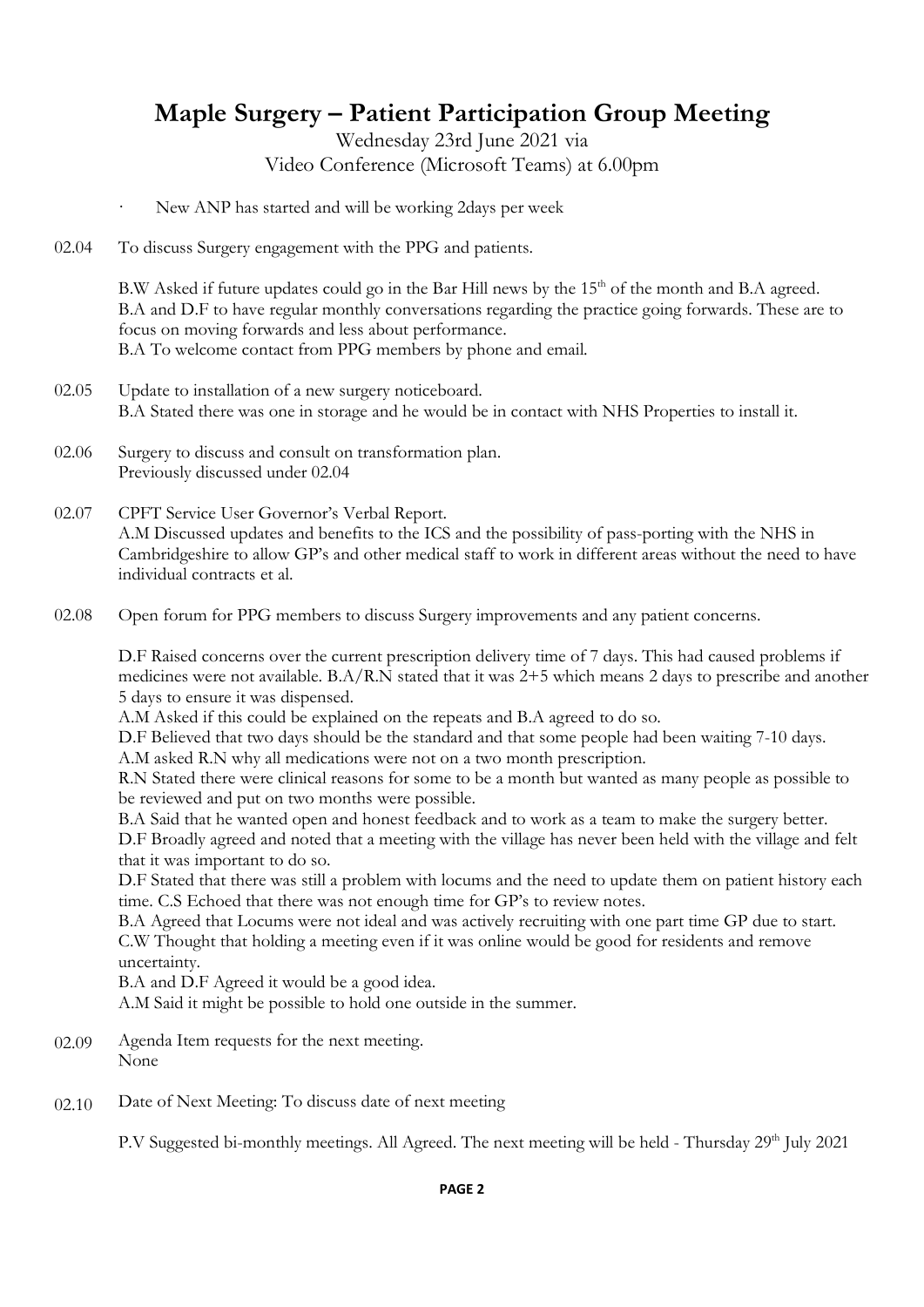# Maple Surgery – Patient Participation Group Meeting

Wednesday 23rd June 2021 via

Video Conference (Microsoft Teams) at 6.00pm

- New ANP has started and will be working 2days per week

02.04 To discuss Surgery engagement with the PPG and patients.

B.W Asked if future updates could go in the Bar Hill news by the 15th of the month and B.A agreed.
B.A and D.F to have regular monthly conversations regarding the practice going forwards. These are to focus on moving forwards and less about performance.
B.A To welcome contact from PPG members by phone and email.

02.05 Update to installation of a new surgery noticeboard.
B.A Stated there was one in storage and he would be in contact with NHS Properties to install it.

02.06 Surgery to discuss and consult on transformation plan.
Previously discussed under 02.04

02.07 CPFT Service User Governor's Verbal Report.
A.M Discussed updates and benefits to the ICS and the possibility of pass-porting with the NHS in Cambridgeshire to allow GP's and other medical staff to work in different areas without the need to have individual contracts et al.

02.08 Open forum for PPG members to discuss Surgery improvements and any patient concerns.

D.F Raised concerns over the current prescription delivery time of 7 days. This had caused problems if medicines were not available. B.A/R.N stated that it was 2+5 which means 2 days to prescribe and another 5 days to ensure it was dispensed.
A.M Asked if this could be explained on the repeats and B.A agreed to do so.
D.F Believed that two days should be the standard and that some people had been waiting 7-10 days.
A.M asked R.N why all medications were not on a two month prescription.
R.N Stated there were clinical reasons for some to be a month but wanted as many people as possible to be reviewed and put on two months were possible.
B.A Said that he wanted open and honest feedback and to work as a team to make the surgery better.
D.F Broadly agreed and noted that a meeting with the village has never been held with the village and felt that it was important to do so.
D.F Stated that there was still a problem with locums and the need to update them on patient history each time. C.S Echoed that there was not enough time for GP's to review notes.
B.A Agreed that Locums were not ideal and was actively recruiting with one part time GP due to start.
C.W Thought that holding a meeting even if it was online would be good for residents and remove uncertainty.
B.A and D.F Agreed it would be a good idea.
A.M Said it might be possible to hold one outside in the summer.

02.09 Agenda Item requests for the next meeting.
None

02.10 Date of Next Meeting: To discuss date of next meeting

P.V Suggested bi-monthly meetings. All Agreed. The next meeting will be held - Thursday 29th July 2021